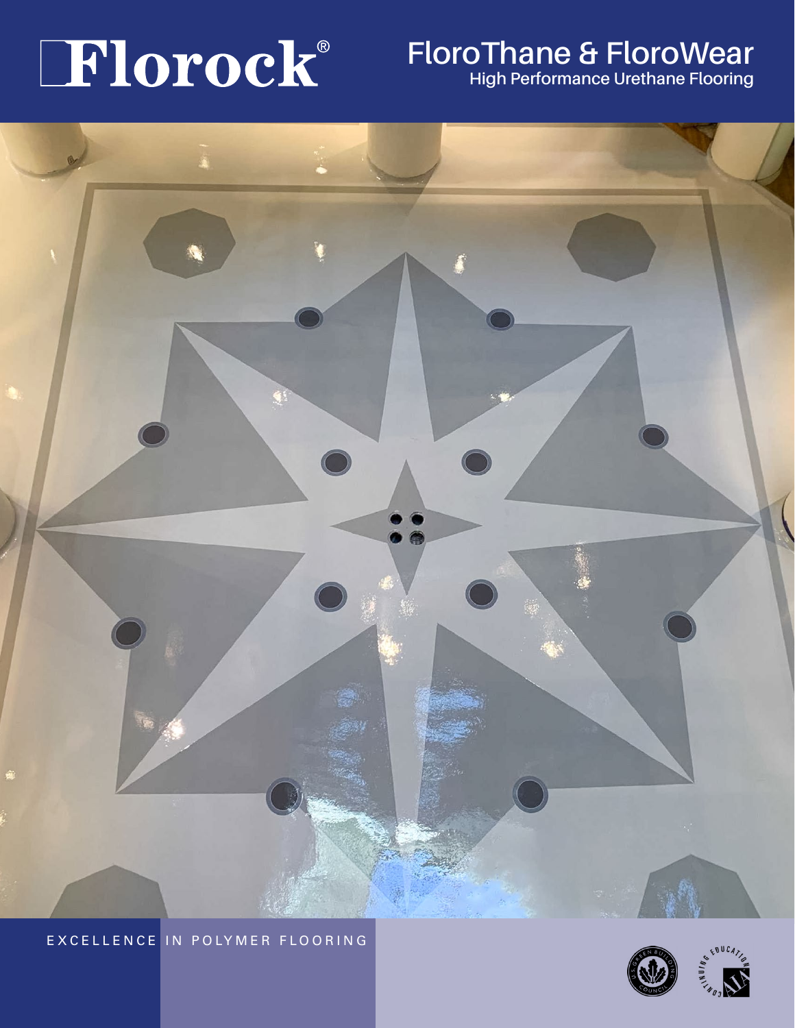# Florock®

## FloroThane & FloroWear

### High Performance Urethane Flooring

EXCELLENCE IN POLYMER FLOORING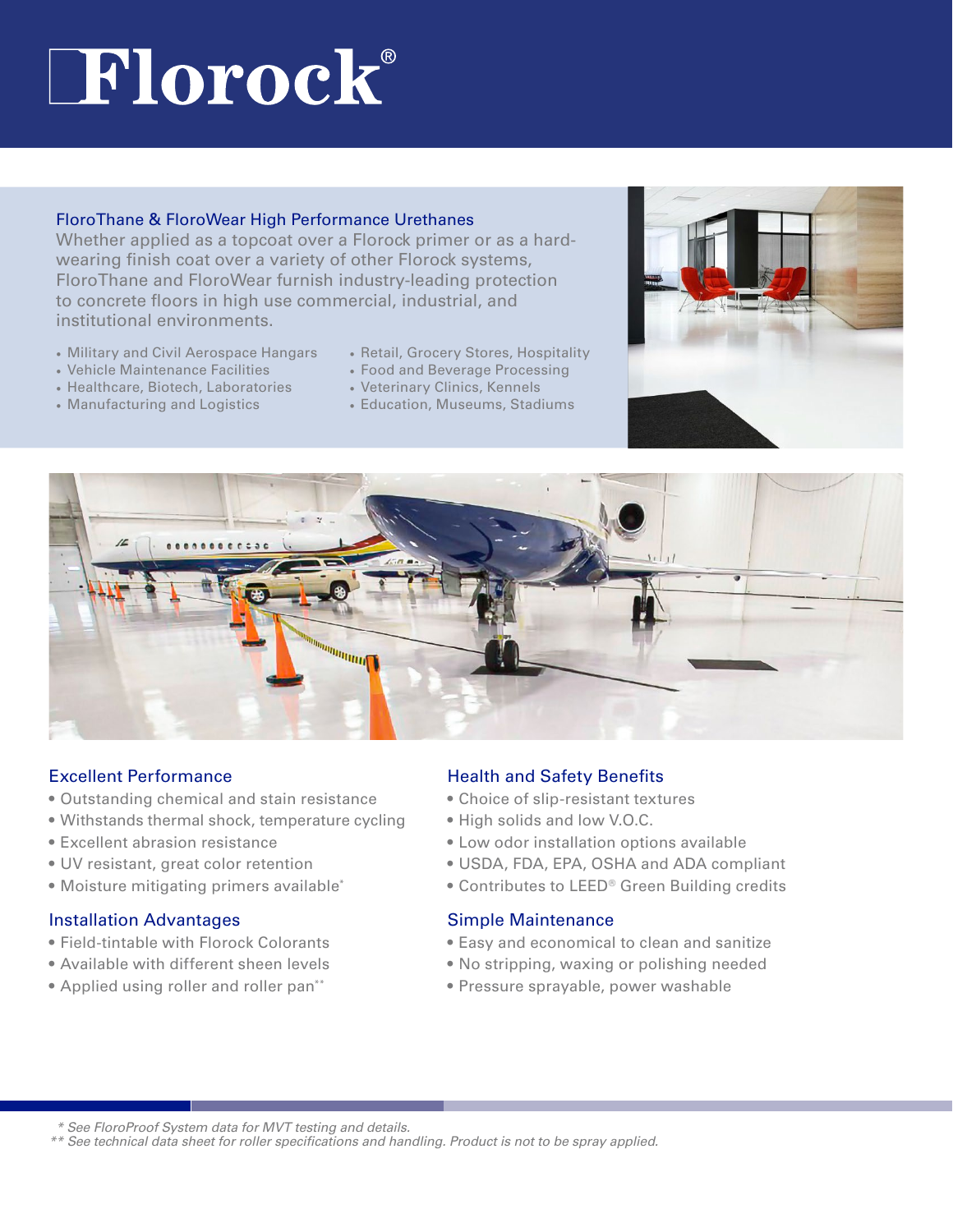# Florock®

## FloroThane & FloroWear High Performance Urethanes

Whether applied as a topcoat over a Florock primer or as a hard-wearing finish coat over a variety of other Florock systems, FloroThane and FloroWear furnish industry-leading protection to concrete floors in high use commercial, industrial, and institutional environments.

- Military and Civil Aerospace Hangars
- Vehicle Maintenance Facilities
- Healthcare, Biotech, Laboratories
- Manufacturing and Logistics
- Retail, Grocery Stores, Hospitality
- Food and Beverage Processing
- Veterinary Clinics, Kennels
- Education, Museums, Stadiums

### Excellent Performance

- Outstanding chemical and stain resistance
- Withstands thermal shock, temperature cycling
- Excellent abrasion resistance
- UV resistant, great color retention
- Moisture mitigating primers available*

### Installation Advantages

- Field-tintable with Florock Colorants
- Available with different sheen levels
- Applied using roller and roller pan**

### Health and Safety Benefits

- Choice of slip-resistant textures
- High solids and low V.O.C.
- Low odor installation options available
- USDA, FDA, EPA, OSHA and ADA compliant
- Contributes to LEED® Green Building credits

### Simple Maintenance

- Easy and economical to clean and sanitize
- No stripping, waxing or polishing needed
- Pressure sprayable, power washable

*\* See FloroProof System data for MVT testing and details.*
*\*\* See technical data sheet for roller specifications and handling. Product is not to be spray applied.*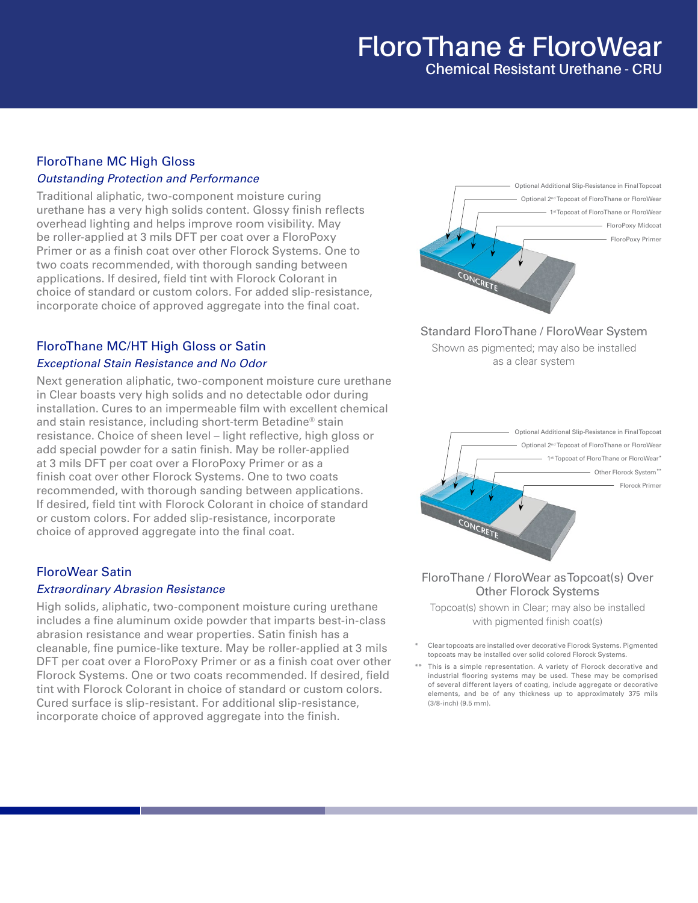# FloroThane & FloroWear

## Chemical Resistant Urethane - CRU

### FloroThane MC High Gloss

*Outstanding Protection and Performance*

Traditional aliphatic, two-component moisture curing urethane has a very high solids content. Glossy finish reflects overhead lighting and helps improve room visibility. May be roller-applied at 3 mils DFT per coat over a FloroPoxy Primer or as a finish coat over other Florock Systems. One to two coats recommended, with thorough sanding between applications. If desired, field tint with Florock Colorant in choice of standard or custom colors. For added slip-resistance, incorporate choice of approved aggregate into the final coat.

### FloroThane MC/HT High Gloss or Satin

*Exceptional Stain Resistance and No Odor*

Next generation aliphatic, two-component moisture cure urethane in Clear boasts very high solids and no detectable odor during installation. Cures to an impermeable film with excellent chemical and stain resistance, including short-term Betadine® stain resistance. Choice of sheen level – light reflective, high gloss or add special powder for a satin finish. May be roller-applied at 3 mils DFT per coat over a FloroPoxy Primer or as a finish coat over other Florock Systems. One to two coats recommended, with thorough sanding between applications. If desired, field tint with Florock Colorant in choice of standard or custom colors. For added slip-resistance, incorporate choice of approved aggregate into the final coat.

### FloroWear Satin

*Extraordinary Abrasion Resistance*

High solids, aliphatic, two-component moisture curing urethane includes a fine aluminum oxide powder that imparts best-in-class abrasion resistance and wear properties. Satin finish has a cleanable, fine pumice-like texture. May be roller-applied at 3 mils DFT per coat over a FloroPoxy Primer or as a finish coat over other Florock Systems. One or two coats recommended. If desired, field tint with Florock Colorant in choice of standard or custom colors. Cured surface is slip-resistant. For additional slip-resistance, incorporate choice of approved aggregate into the finish.

Optional Additional Slip-Resistance in Final Topcoat
Optional 2nd Topcoat of FloroThane or FloroWear
1st Topcoat of FloroThane or FloroWear
FloroPoxy Midcoat
FloroPoxy Primer
CONCRETE

Standard FloroThane / FloroWear System

Shown as pigmented; may also be installed as a clear system

Optional Additional Slip-Resistance in Final Topcoat
Optional 2nd Topcoat of FloroThane or FloroWear
1st Topcoat of FloroThane or FloroWear*
Other Florock System**
Florock Primer
CONCRETE

FloroThane / FloroWear as Topcoat(s) Over Other Florock Systems

Topcoat(s) shown in Clear; may also be installed with pigmented finish coat(s)

\* Clear topcoats are installed over decorative Florock Systems. Pigmented topcoats may be installed over solid colored Florock Systems.

\*\* This is a simple representation. A variety of Florock decorative and industrial flooring systems may be used. These may be comprised of several different layers of coating, include aggregate or decorative elements, and be of any thickness up to approximately 375 mils (3/8-inch) (9.5 mm).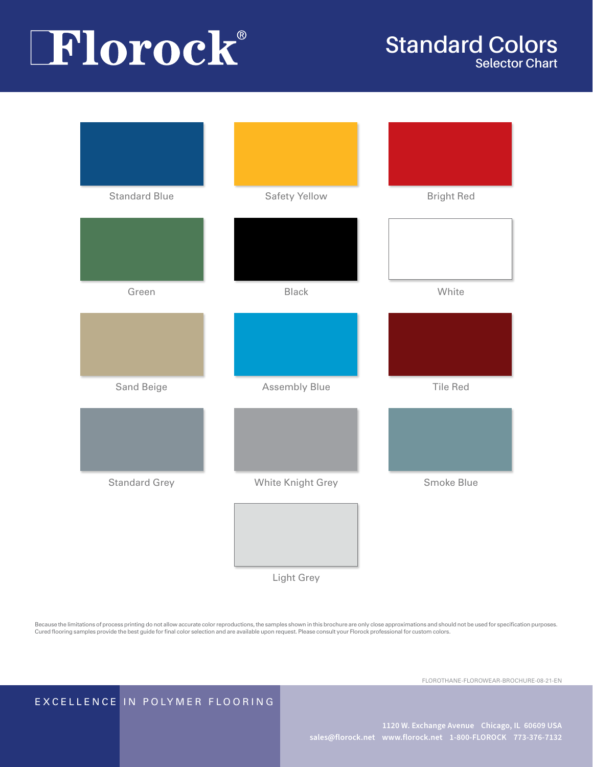# Florock®

## Standard Colors

### Selector Chart

Standard Blue

Safety Yellow

Bright Red

Green

Black

White

Sand Beige

Assembly Blue

Tile Red

Standard Grey

White Knight Grey

Smoke Blue

Light Grey

Because the limitations of process printing do not allow accurate color reproductions, the samples shown in this brochure are only close approximations and should not be used for specification purposes. Cured flooring samples provide the best guide for final color selection and are available upon request. Please consult your Florock professional for custom colors.

FLOROTHANE-FLOROWEAR-BROCHURE-08-21-EN

EXCELLENCE IN POLYMER FLOORING

1120 W. Exchange Avenue Chicago, IL 60609 USA
sales@florock.net www.florock.net 1-800-FLOROCK 773-376-7132